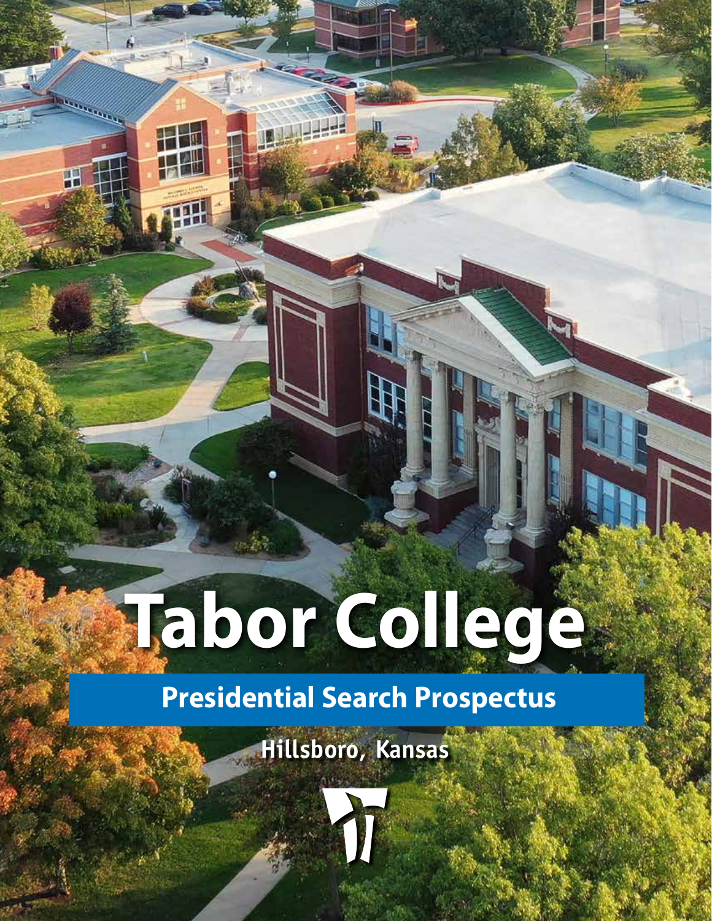# Tabor College

## Presidential Search Prospectus

Hillsboro, Kansas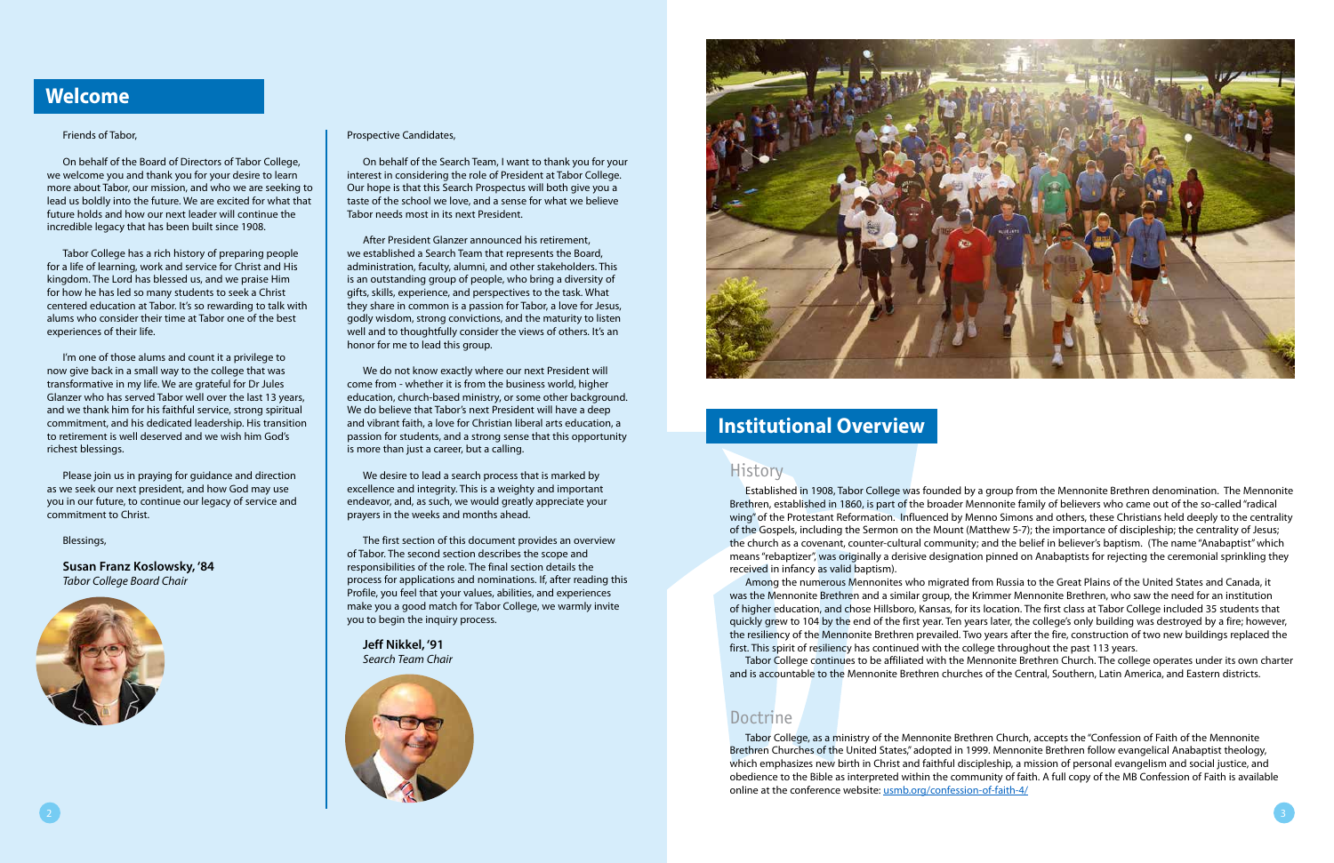## Welcome

Friends of Tabor,

On behalf of the Board of Directors of Tabor College, we welcome you and thank you for your desire to learn more about Tabor, our mission, and who we are seeking to lead us boldly into the future. We are excited for what that future holds and how our next leader will continue the incredible legacy that has been built since 1908.

Tabor College has a rich history of preparing people for a life of learning, work and service for Christ and His kingdom. The Lord has blessed us, and we praise Him for how he has led so many students to seek a Christ centered education at Tabor. It's so rewarding to talk with alums who consider their time at Tabor one of the best experiences of their life.

I'm one of those alums and count it a privilege to now give back in a small way to the college that was transformative in my life. We are grateful for Dr Jules Glanzer who has served Tabor well over the last 13 years, and we thank him for his faithful service, strong spiritual commitment, and his dedicated leadership. His transition to retirement is well deserved and we wish him God's richest blessings.

Please join us in praying for guidance and direction as we seek our next president, and how God may use you in our future, to continue our legacy of service and commitment to Christ.

Blessings,

**Susan Franz Koslowsky, '84**
*Tabor College Board Chair*

Prospective Candidates,

On behalf of the Search Team, I want to thank you for your interest in considering the role of President at Tabor College. Our hope is that this Search Prospectus will both give you a taste of the school we love, and a sense for what we believe Tabor needs most in its next President.

After President Glanzer announced his retirement, we established a Search Team that represents the Board, administration, faculty, alumni, and other stakeholders. This is an outstanding group of people, who bring a diversity of gifts, skills, experience, and perspectives to the task. What they share in common is a passion for Tabor, a love for Jesus, godly wisdom, strong convictions, and the maturity to listen well and to thoughtfully consider the views of others. It's an honor for me to lead this group.

We do not know exactly where our next President will come from - whether it is from the business world, higher education, church-based ministry, or some other background. We do believe that Tabor's next President will have a deep and vibrant faith, a love for Christian liberal arts education, a passion for students, and a strong sense that this opportunity is more than just a career, but a calling.

We desire to lead a search process that is marked by excellence and integrity. This is a weighty and important endeavor, and, as such, we would greatly appreciate your prayers in the weeks and months ahead.

The first section of this document provides an overview of Tabor. The second section describes the scope and responsibilities of the role. The final section details the process for applications and nominations. If, after reading this Profile, you feel that your values, abilities, and experiences make you a good match for Tabor College, we warmly invite you to begin the inquiry process.

**Jeff Nikkel, '91**
*Search Team Chair*

## Institutional Overview

### History

Established in 1908, Tabor College was founded by a group from the Mennonite Brethren denomination. The Mennonite Brethren, established in 1860, is part of the broader Mennonite family of believers who came out of the so-called "radical wing" of the Protestant Reformation. Influenced by Menno Simons and others, these Christians held deeply to the centrality of the Gospels, including the Sermon on the Mount (Matthew 5-7); the importance of discipleship; the centrality of Jesus; the church as a covenant, counter-cultural community; and the belief in believer's baptism. (The name "Anabaptist" which means "rebaptizer", was originally a derisive designation pinned on Anabaptists for rejecting the ceremonial sprinkling they received in infancy as valid baptism).

Among the numerous Mennonites who migrated from Russia to the Great Plains of the United States and Canada, it was the Mennonite Brethren and a similar group, the Krimmer Mennonite Brethren, who saw the need for an institution of higher education, and chose Hillsboro, Kansas, for its location. The first class at Tabor College included 35 students that quickly grew to 104 by the end of the first year. Ten years later, the college's only building was destroyed by a fire; however, the resiliency of the Mennonite Brethren prevailed. Two years after the fire, construction of two new buildings replaced the first. This spirit of resiliency has continued with the college throughout the past 113 years.

Tabor College continues to be affiliated with the Mennonite Brethren Church. The college operates under its own charter and is accountable to the Mennonite Brethren churches of the Central, Southern, Latin America, and Eastern districts.

### Doctrine

Tabor College, as a ministry of the Mennonite Brethren Church, accepts the "Confession of Faith of the Mennonite Brethren Churches of the United States," adopted in 1999. Mennonite Brethren follow evangelical Anabaptist theology, which emphasizes new birth in Christ and faithful discipleship, a mission of personal evangelism and social justice, and obedience to the Bible as interpreted within the community of faith. A full copy of the MB Confession of Faith is available online at the conference website: usmb.org/confession-of-faith-4/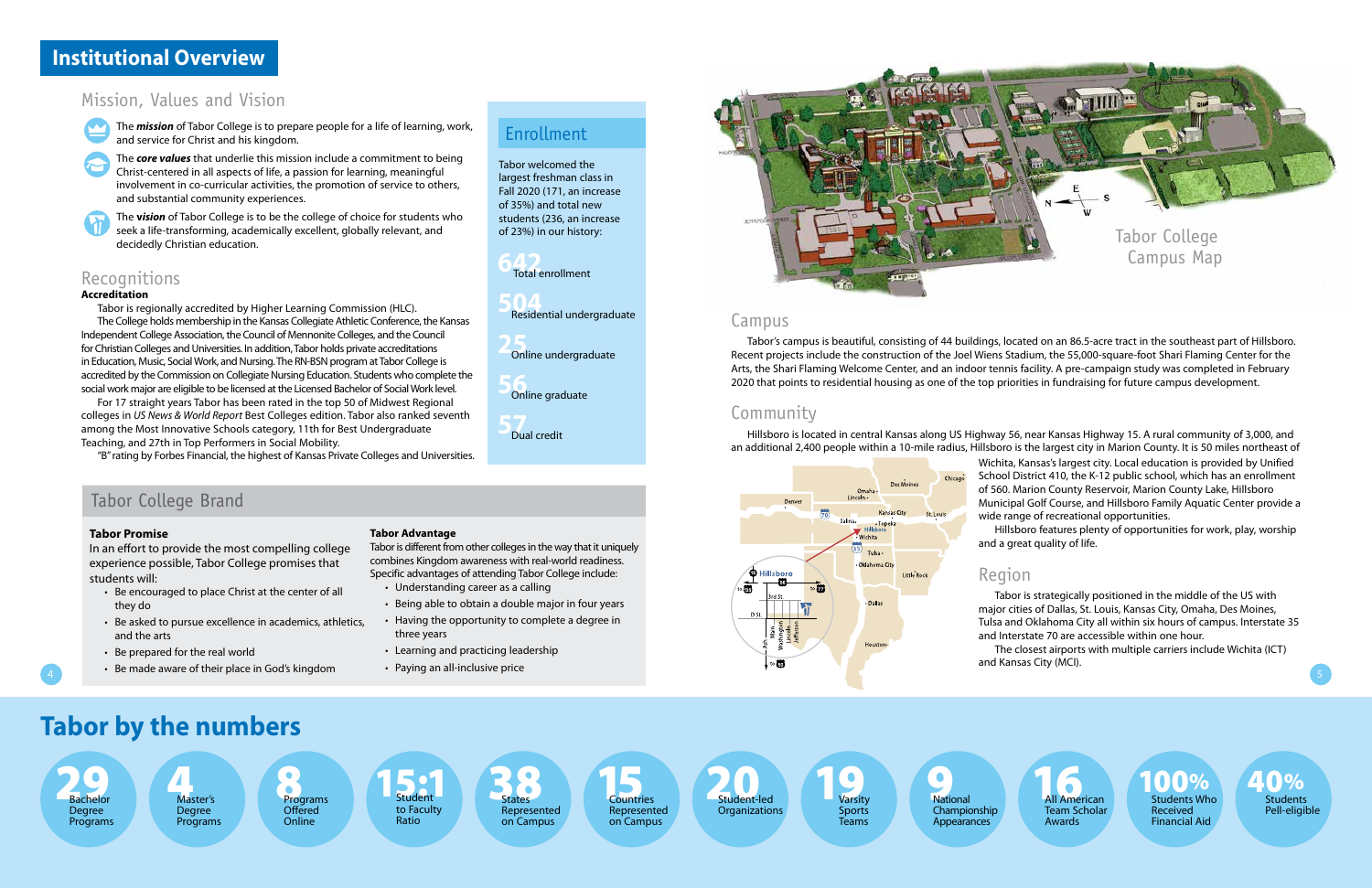# Institutional Overview

## Mission, Values and Vision

The ***mission*** of Tabor College is to prepare people for a life of learning, work, and service for Christ and his kingdom.

The ***core values*** that underlie this mission include a commitment to being Christ-centered in all aspects of life, a passion for learning, meaningful involvement in co-curricular activities, the promotion of service to others, and substantial community experiences.

The ***vision*** of Tabor College is to be the college of choice for students who seek a life-transforming, academically excellent, globally relevant, and decidedly Christian education.

## Recognitions

**Accreditation**

Tabor is regionally accredited by Higher Learning Commission (HLC).

The College holds membership in the Kansas Collegiate Athletic Conference, the Kansas Independent College Association, the Council of Mennonite Colleges, and the Council for Christian Colleges and Universities. In addition, Tabor holds private accreditations in Education, Music, Social Work, and Nursing. The RN-BSN program at Tabor College is accredited by the Commission on Collegiate Nursing Education. Students who complete the social work major are eligible to be licensed at the Licensed Bachelor of Social Work level.

For 17 straight years Tabor has been rated in the top 50 of Midwest Regional colleges in *US News & World Report* Best Colleges edition. Tabor also ranked seventh among the Most Innovative Schools category, 11th for Best Undergraduate Teaching, and 27th in Top Performers in Social Mobility.

"B" rating by Forbes Financial, the highest of Kansas Private Colleges and Universities.

## Enrollment

Tabor welcomed the largest freshman class in Fall 2020 (171, an increase of 35%) and total new students (236, an increase of 23%) in our history:

- **642** Total enrollment
- **504** Residential undergraduate
- **25** Online undergraduate
- **56** Online graduate
- **57** Dual credit

## Tabor College Brand

**Tabor Promise**

In an effort to provide the most compelling college experience possible, Tabor College promises that students will:

- Be encouraged to place Christ at the center of all they do
- Be asked to pursue excellence in academics, athletics, and the arts
- Be prepared for the real world
- Be made aware of their place in God's kingdom

**Tabor Advantage**

Tabor is different from other colleges in the way that it uniquely combines Kingdom awareness with real-world readiness. Specific advantages of attending Tabor College include:

- Understanding career as a calling
- Being able to obtain a double major in four years
- Having the opportunity to complete a degree in three years
- Learning and practicing leadership
- Paying an all-inclusive price

Tabor College Campus Map

## Campus

Tabor's campus is beautiful, consisting of 44 buildings, located on an 86.5-acre tract in the southeast part of Hillsboro. Recent projects include the construction of the Joel Wiens Stadium, the 55,000-square-foot Shari Flaming Center for the Arts, the Shari Flaming Welcome Center, and an indoor tennis facility. A pre-campaign study was completed in February 2020 that points to residential housing as one of the top priorities in fundraising for future campus development.

## Community

Hillsboro is located in central Kansas along US Highway 56, near Kansas Highway 15. A rural community of 3,000, and an additional 2,400 people within a 10-mile radius, Hillsboro is the largest city in Marion County. It is 50 miles northeast of Wichita, Kansas's largest city. Local education is provided by Unified School District 410, the K-12 public school, which has an enrollment of 560. Marion County Reservoir, Marion County Lake, Hillsboro Municipal Golf Course, and Hillsboro Family Aquatic Center provide a wide range of recreational opportunities.

Hillsboro features plenty of opportunities for work, play, worship and a great quality of life.

## Region

Tabor is strategically positioned in the middle of the US with major cities of Dallas, St. Louis, Kansas City, Omaha, Des Moines, Tulsa and Oklahoma City all within six hours of campus. Interstate 35 and Interstate 70 are accessible within one hour.

The closest airports with multiple carriers include Wichita (ICT) and Kansas City (MCI).

# Tabor by the numbers

- **29** Bachelor Degree Programs
- **4** Master's Degree Programs
- **8** Programs Offered Online
- **15:1** Student to Faculty Ratio
- **38** States Represented on Campus
- **15** Countries Represented on Campus
- **20** Student-led Organizations
- **19** Varsity Sports Teams
- **9** National Championship Appearances
- **16** All American Team Scholar Awards
- **100%** Students Who Received Financial Aid
- **40%** Students Pell-eligible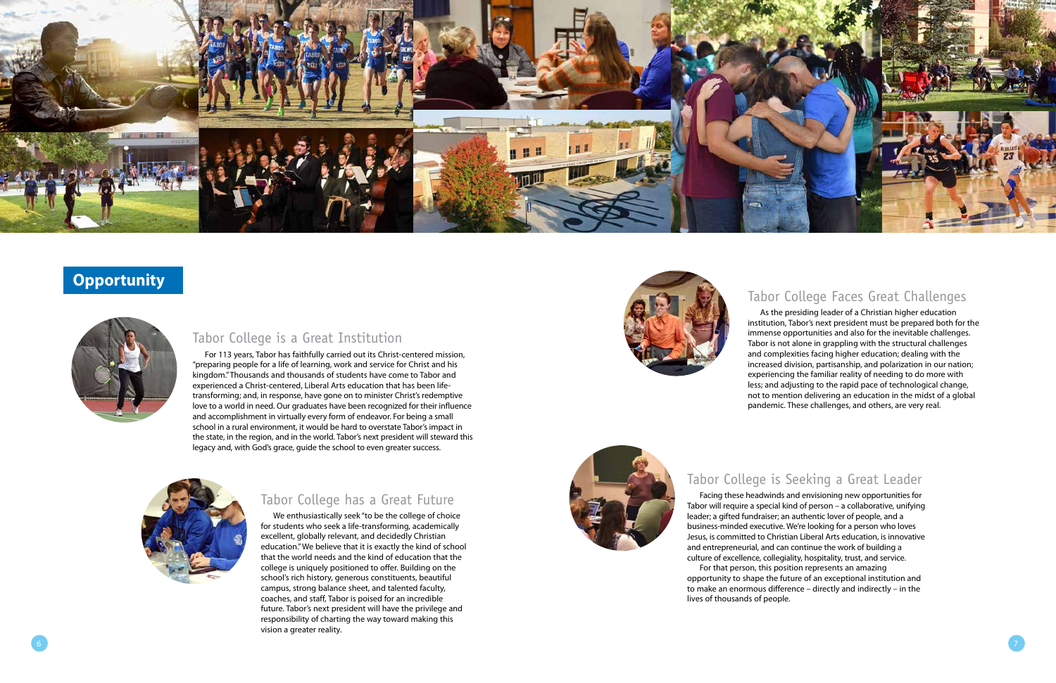## Opportunity

### Tabor College is a Great Institution

For 113 years, Tabor has faithfully carried out its Christ-centered mission, "preparing people for a life of learning, work and service for Christ and his kingdom." Thousands and thousands of students have come to Tabor and experienced a Christ-centered, Liberal Arts education that has been life-transforming; and, in response, have gone on to minister Christ's redemptive love to a world in need. Our graduates have been recognized for their influence and accomplishment in virtually every form of endeavor. For being a small school in a rural environment, it would be hard to overstate Tabor's impact in the state, in the region, and in the world. Tabor's next president will steward this legacy and, with God's grace, guide the school to even greater success.

### Tabor College has a Great Future

We enthusiastically seek "to be the college of choice for students who seek a life-transforming, academically excellent, globally relevant, and decidedly Christian education." We believe that it is exactly the kind of school that the world needs and the kind of education that the college is uniquely positioned to offer. Building on the school's rich history, generous constituents, beautiful campus, strong balance sheet, and talented faculty, coaches, and staff, Tabor is poised for an incredible future. Tabor's next president will have the privilege and responsibility of charting the way toward making this vision a greater reality.

### Tabor College Faces Great Challenges

As the presiding leader of a Christian higher education institution, Tabor's next president must be prepared both for the immense opportunities and also for the inevitable challenges. Tabor is not alone in grappling with the structural challenges and complexities facing higher education; dealing with the increased division, partisanship, and polarization in our nation; experiencing the familiar reality of needing to do more with less; and adjusting to the rapid pace of technological change, not to mention delivering an education in the midst of a global pandemic. These challenges, and others, are very real.

### Tabor College is Seeking a Great Leader

Facing these headwinds and envisioning new opportunities for Tabor will require a special kind of person – a collaborative, unifying leader; a gifted fundraiser; an authentic lover of people, and a business-minded executive. We're looking for a person who loves Jesus, is committed to Christian Liberal Arts education, is innovative and entrepreneurial, and can continue the work of building a culture of excellence, collegiality, hospitality, trust, and service.

For that person, this position represents an amazing opportunity to shape the future of an exceptional institution and to make an enormous difference – directly and indirectly – in the lives of thousands of people.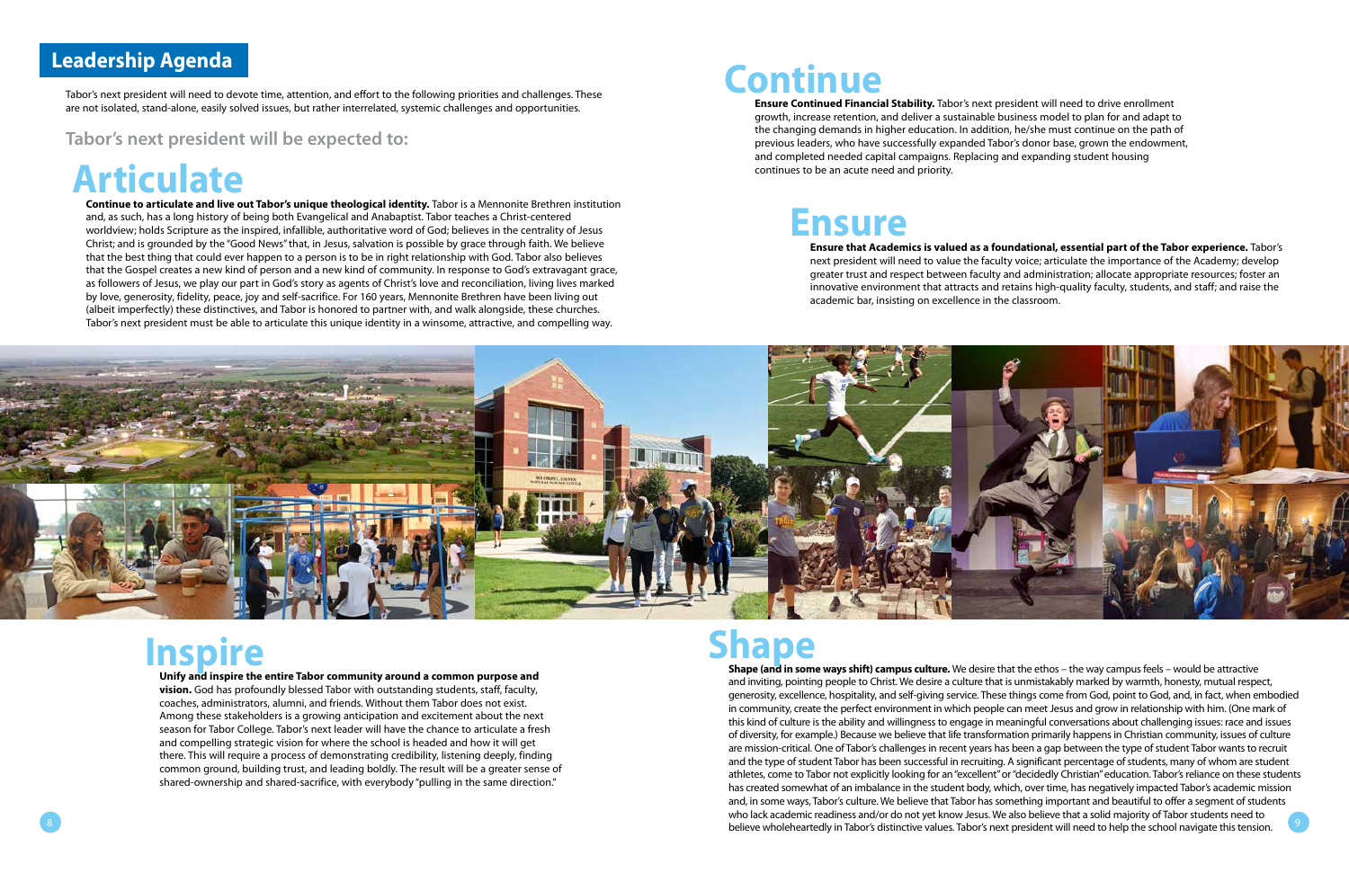## Leadership Agenda

Tabor's next president will need to devote time, attention, and effort to the following priorities and challenges. These are not isolated, stand-alone, easily solved issues, but rather interrelated, systemic challenges and opportunities.

### Tabor's next president will be expected to:

# Articulate

**Continue to articulate and live out Tabor's unique theological identity.** Tabor is a Mennonite Brethren institution and, as such, has a long history of being both Evangelical and Anabaptist. Tabor teaches a Christ-centered worldview; holds Scripture as the inspired, infallible, authoritative word of God; believes in the centrality of Jesus Christ; and is grounded by the "Good News" that, in Jesus, salvation is possible by grace through faith. We believe that the best thing that could ever happen to a person is to be in right relationship with God. Tabor also believes that the Gospel creates a new kind of person and a new kind of community. In response to God's extravagant grace, as followers of Jesus, we play our part in God's story as agents of Christ's love and reconciliation, living lives marked by love, generosity, fidelity, peace, joy and self-sacrifice. For 160 years, Mennonite Brethren have been living out (albeit imperfectly) these distinctives, and Tabor is honored to partner with, and walk alongside, these churches. Tabor's next president must be able to articulate this unique identity in a winsome, attractive, and compelling way.

# Continue

**Ensure Continued Financial Stability.** Tabor's next president will need to drive enrollment growth, increase retention, and deliver a sustainable business model to plan for and adapt to the changing demands in higher education. In addition, he/she must continue on the path of previous leaders, who have successfully expanded Tabor's donor base, grown the endowment, and completed needed capital campaigns. Replacing and expanding student housing continues to be an acute need and priority.

# Ensure

**Ensure that Academics is valued as a foundational, essential part of the Tabor experience.** Tabor's next president will need to value the faculty voice; articulate the importance of the Academy; develop greater trust and respect between faculty and administration; allocate appropriate resources; foster an innovative environment that attracts and retains high-quality faculty, students, and staff; and raise the academic bar, insisting on excellence in the classroom.

# Inspire

**Unify and inspire the entire Tabor community around a common purpose and vision.** God has profoundly blessed Tabor with outstanding students, staff, faculty, coaches, administrators, alumni, and friends. Without them Tabor does not exist. Among these stakeholders is a growing anticipation and excitement about the next season for Tabor College. Tabor's next leader will have the chance to articulate a fresh and compelling strategic vision for where the school is headed and how it will get there. This will require a process of demonstrating credibility, listening deeply, finding common ground, building trust, and leading boldly. The result will be a greater sense of shared-ownership and shared-sacrifice, with everybody "pulling in the same direction."

# Shape

**Shape (and in some ways shift) campus culture.** We desire that the ethos – the way campus feels – would be attractive and inviting, pointing people to Christ. We desire a culture that is unmistakably marked by warmth, honesty, mutual respect, generosity, excellence, hospitality, and self-giving service. These things come from God, point to God, and, in fact, when embodied in community, create the perfect environment in which people can meet Jesus and grow in relationship with him. (One mark of this kind of culture is the ability and willingness to engage in meaningful conversations about challenging issues: race and issues of diversity, for example.) Because we believe that life transformation primarily happens in Christian community, issues of culture are mission-critical. One of Tabor's challenges in recent years has been a gap between the type of student Tabor wants to recruit and the type of student Tabor has been successful in recruiting. A significant percentage of students, many of whom are student athletes, come to Tabor not explicitly looking for an "excellent" or "decidedly Christian" education. Tabor's reliance on these students has created somewhat of an imbalance in the student body, which, over time, has negatively impacted Tabor's academic mission and, in some ways, Tabor's culture. We believe that Tabor has something important and beautiful to offer a segment of students who lack academic readiness and/or do not yet know Jesus. We also believe that a solid majority of Tabor students need to believe wholeheartedly in Tabor's distinctive values. Tabor's next president will need to help the school navigate this tension.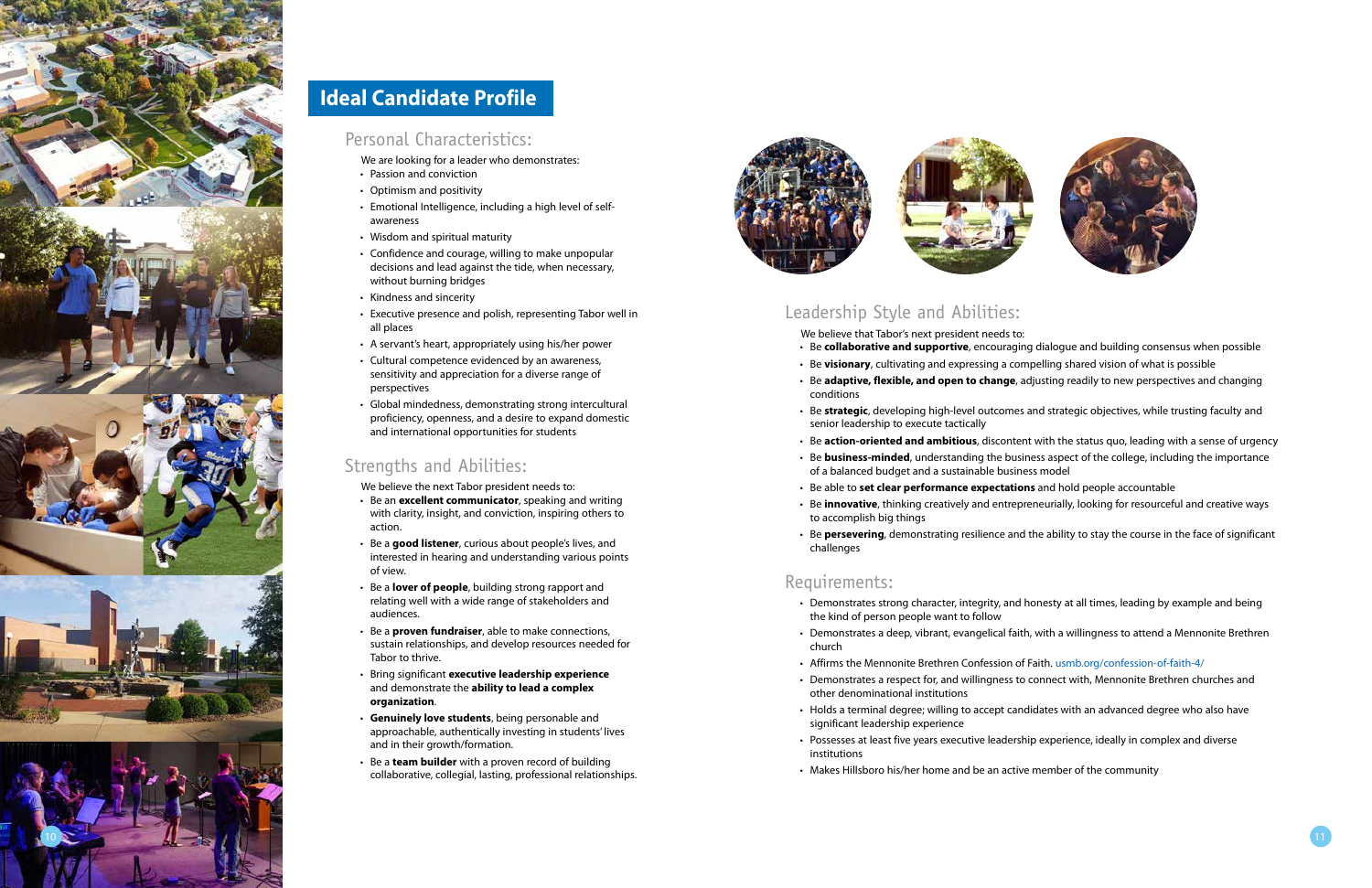# Ideal Candidate Profile

## Personal Characteristics:

We are looking for a leader who demonstrates:

- Passion and conviction
- Optimism and positivity
- Emotional Intelligence, including a high level of self-awareness
- Wisdom and spiritual maturity
- Confidence and courage, willing to make unpopular decisions and lead against the tide, when necessary, without burning bridges
- Kindness and sincerity
- Executive presence and polish, representing Tabor well in all places
- A servant's heart, appropriately using his/her power
- Cultural competence evidenced by an awareness, sensitivity and appreciation for a diverse range of perspectives
- Global mindedness, demonstrating strong intercultural proficiency, openness, and a desire to expand domestic and international opportunities for students

## Strengths and Abilities:

We believe the next Tabor president needs to:

- Be an **excellent communicator**, speaking and writing with clarity, insight, and conviction, inspiring others to action.
- Be a **good listener**, curious about people's lives, and interested in hearing and understanding various points of view.
- Be a **lover of people**, building strong rapport and relating well with a wide range of stakeholders and audiences.
- Be a **proven fundraiser**, able to make connections, sustain relationships, and develop resources needed for Tabor to thrive.
- Bring significant **executive leadership experience** and demonstrate the **ability to lead a complex organization**.
- **Genuinely love students**, being personable and approachable, authentically investing in students' lives and in their growth/formation.
- Be a **team builder** with a proven record of building collaborative, collegial, lasting, professional relationships.

## Leadership Style and Abilities:

We believe that Tabor's next president needs to:

- Be **collaborative and supportive**, encouraging dialogue and building consensus when possible
- Be **visionary**, cultivating and expressing a compelling shared vision of what is possible
- Be **adaptive, flexible, and open to change**, adjusting readily to new perspectives and changing conditions
- Be **strategic**, developing high-level outcomes and strategic objectives, while trusting faculty and senior leadership to execute tactically
- Be **action-oriented and ambitious**, discontent with the status quo, leading with a sense of urgency
- Be **business-minded**, understanding the business aspect of the college, including the importance of a balanced budget and a sustainable business model
- Be able to **set clear performance expectations** and hold people accountable
- Be **innovative**, thinking creatively and entrepreneurially, looking for resourceful and creative ways to accomplish big things
- Be **persevering**, demonstrating resilience and the ability to stay the course in the face of significant challenges

## Requirements:

- Demonstrates strong character, integrity, and honesty at all times, leading by example and being the kind of person people want to follow
- Demonstrates a deep, vibrant, evangelical faith, with a willingness to attend a Mennonite Brethren church
- Affirms the Mennonite Brethren Confession of Faith. usmb.org/confession-of-faith-4/
- Demonstrates a respect for, and willingness to connect with, Mennonite Brethren churches and other denominational institutions
- Holds a terminal degree; willing to accept candidates with an advanced degree who also have significant leadership experience
- Possesses at least five years executive leadership experience, ideally in complex and diverse institutions
- Makes Hillsboro his/her home and be an active member of the community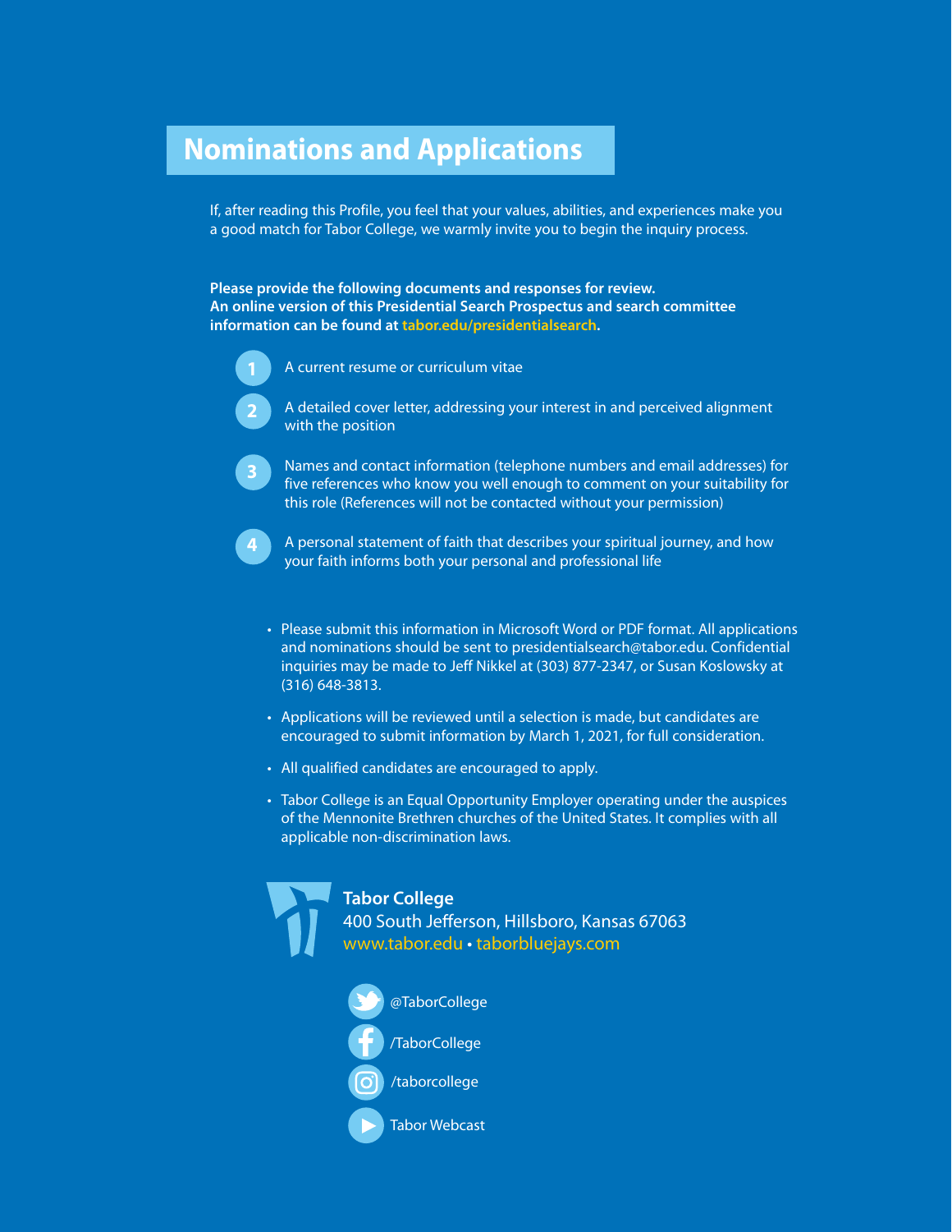## Nominations and Applications

If, after reading this Profile, you feel that your values, abilities, and experiences make you a good match for Tabor College, we warmly invite you to begin the inquiry process.

**Please provide the following documents and responses for review. An online version of this Presidential Search Prospectus and search committee information can be found at tabor.edu/presidentialsearch.**

1. A current resume or curriculum vitae
2. A detailed cover letter, addressing your interest in and perceived alignment with the position
3. Names and contact information (telephone numbers and email addresses) for five references who know you well enough to comment on your suitability for this role (References will not be contacted without your permission)
4. A personal statement of faith that describes your spiritual journey, and how your faith informs both your personal and professional life

- Please submit this information in Microsoft Word or PDF format. All applications and nominations should be sent to presidentialsearch@tabor.edu. Confidential inquiries may be made to Jeff Nikkel at (303) 877-2347, or Susan Koslowsky at (316) 648-3813.
- Applications will be reviewed until a selection is made, but candidates are encouraged to submit information by March 1, 2021, for full consideration.
- All qualified candidates are encouraged to apply.
- Tabor College is an Equal Opportunity Employer operating under the auspices of the Mennonite Brethren churches of the United States. It complies with all applicable non-discrimination laws.

**Tabor College**
400 South Jefferson, Hillsboro, Kansas 67063
www.tabor.edu • taborbluejays.com

@TaborCollege
/TaborCollege
/taborcollege
Tabor Webcast